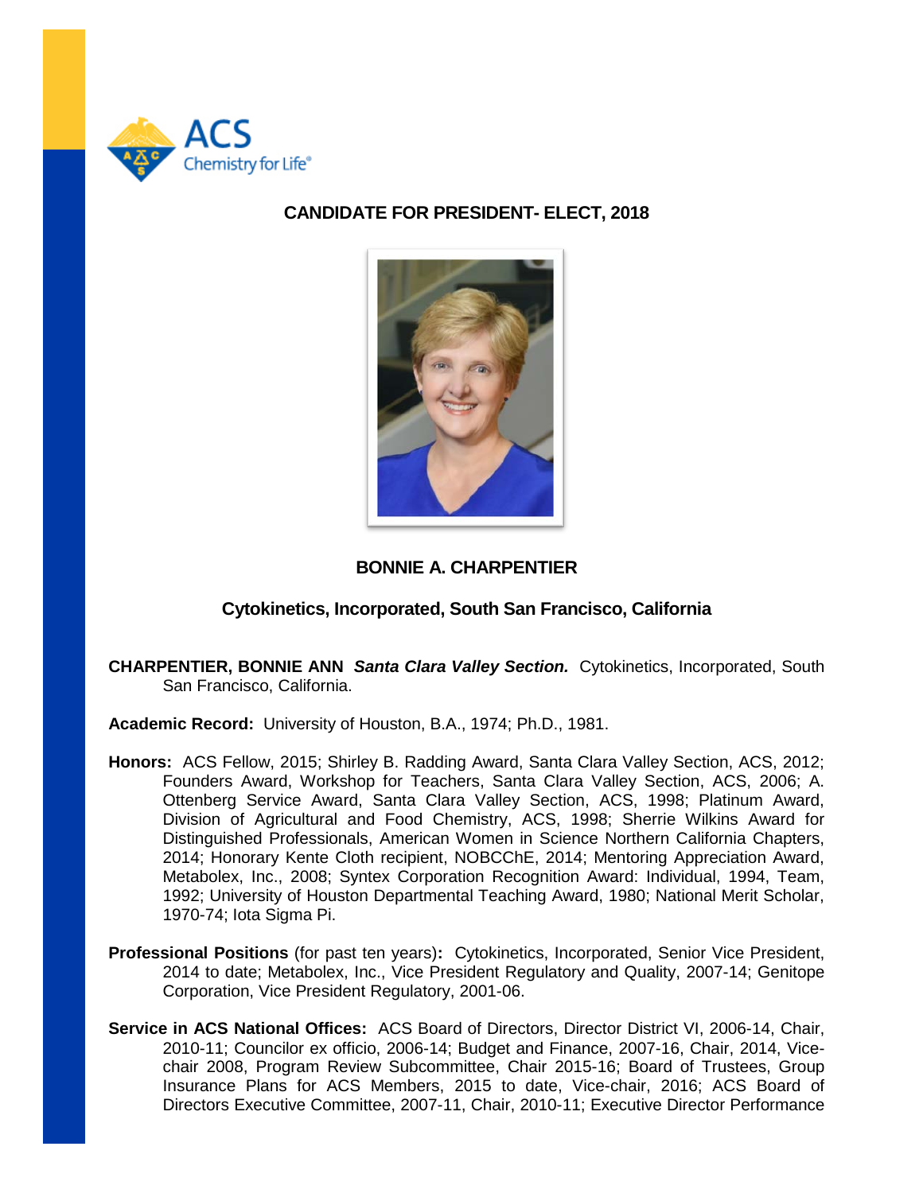ACS Chemistry for Life®

## CANDIDATE FOR PRESIDENT- ELECT, 2018

### BONNIE A. CHARPENTIER

### Cytokinetics, Incorporated, South San Francisco, California

**CHARPENTIER, BONNIE ANN** ***Santa Clara Valley Section.*** Cytokinetics, Incorporated, South San Francisco, California.

**Academic Record:** University of Houston, B.A., 1974; Ph.D., 1981.

**Honors:** ACS Fellow, 2015; Shirley B. Radding Award, Santa Clara Valley Section, ACS, 2012; Founders Award, Workshop for Teachers, Santa Clara Valley Section, ACS, 2006; A. Ottenberg Service Award, Santa Clara Valley Section, ACS, 1998; Platinum Award, Division of Agricultural and Food Chemistry, ACS, 1998; Sherrie Wilkins Award for Distinguished Professionals, American Women in Science Northern California Chapters, 2014; Honorary Kente Cloth recipient, NOBCChE, 2014; Mentoring Appreciation Award, Metabolex, Inc., 2008; Syntex Corporation Recognition Award: Individual, 1994, Team, 1992; University of Houston Departmental Teaching Award, 1980; National Merit Scholar, 1970-74; Iota Sigma Pi.

**Professional Positions** (for past ten years)**:** Cytokinetics, Incorporated, Senior Vice President, 2014 to date; Metabolex, Inc., Vice President Regulatory and Quality, 2007-14; Genitope Corporation, Vice President Regulatory, 2001-06.

**Service in ACS National Offices:** ACS Board of Directors, Director District VI, 2006-14, Chair, 2010-11; Councilor ex officio, 2006-14; Budget and Finance, 2007-16, Chair, 2014, Vice-chair 2008, Program Review Subcommittee, Chair 2015-16; Board of Trustees, Group Insurance Plans for ACS Members, 2015 to date, Vice-chair, 2016; ACS Board of Directors Executive Committee, 2007-11, Chair, 2010-11; Executive Director Performance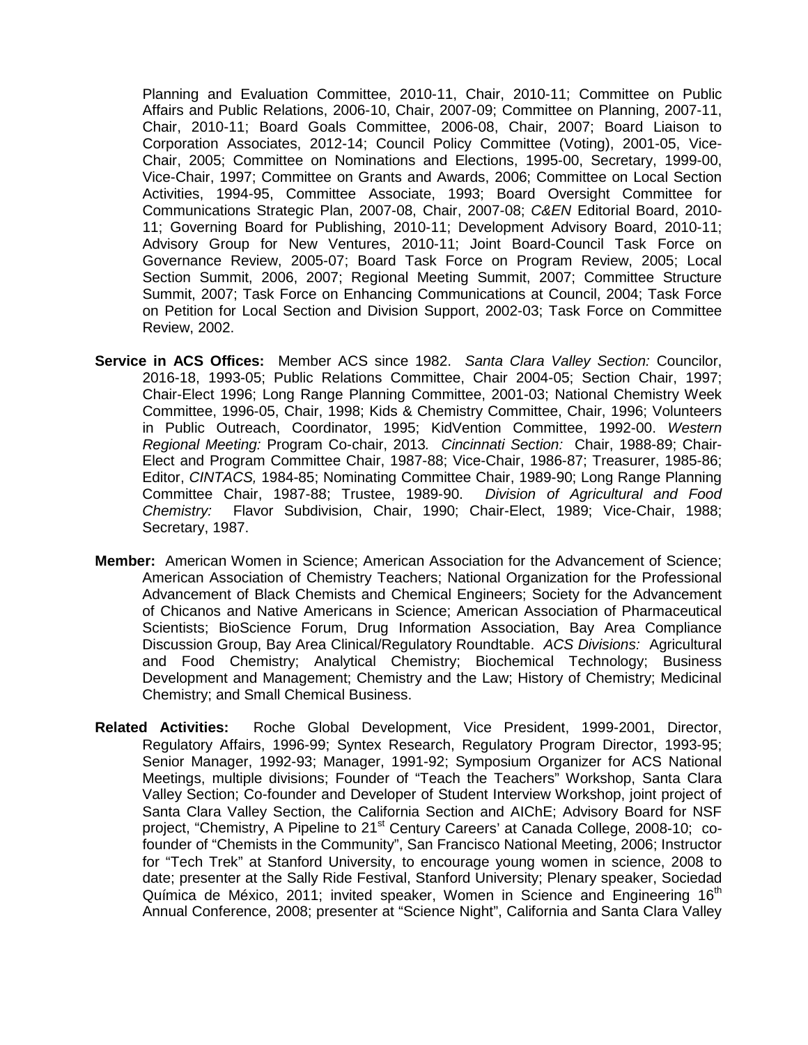Planning and Evaluation Committee, 2010-11, Chair, 2010-11; Committee on Public Affairs and Public Relations, 2006-10, Chair, 2007-09; Committee on Planning, 2007-11, Chair, 2010-11; Board Goals Committee, 2006-08, Chair, 2007; Board Liaison to Corporation Associates, 2012-14; Council Policy Committee (Voting), 2001-05, Vice-Chair, 2005; Committee on Nominations and Elections, 1995-00, Secretary, 1999-00, Vice-Chair, 1997; Committee on Grants and Awards, 2006; Committee on Local Section Activities, 1994-95, Committee Associate, 1993; Board Oversight Committee for Communications Strategic Plan, 2007-08, Chair, 2007-08; *C&EN* Editorial Board, 2010-11; Governing Board for Publishing, 2010-11; Development Advisory Board, 2010-11; Advisory Group for New Ventures, 2010-11; Joint Board-Council Task Force on Governance Review, 2005-07; Board Task Force on Program Review, 2005; Local Section Summit, 2006, 2007; Regional Meeting Summit, 2007; Committee Structure Summit, 2007; Task Force on Enhancing Communications at Council, 2004; Task Force on Petition for Local Section and Division Support, 2002-03; Task Force on Committee Review, 2002.

**Service in ACS Offices:** Member ACS since 1982. *Santa Clara Valley Section:* Councilor, 2016-18, 1993-05; Public Relations Committee, Chair 2004-05; Section Chair, 1997; Chair-Elect 1996; Long Range Planning Committee, 2001-03; National Chemistry Week Committee, 1996-05, Chair, 1998; Kids & Chemistry Committee, Chair, 1996; Volunteers in Public Outreach, Coordinator, 1995; KidVention Committee, 1992-00. *Western Regional Meeting:* Program Co-chair, 2013. *Cincinnati Section:* Chair, 1988-89; Chair-Elect and Program Committee Chair, 1987-88; Vice-Chair, 1986-87; Treasurer, 1985-86; Editor, *CINTACS,* 1984-85; Nominating Committee Chair, 1989-90; Long Range Planning Committee Chair, 1987-88; Trustee, 1989-90. *Division of Agricultural and Food Chemistry:* Flavor Subdivision, Chair, 1990; Chair-Elect, 1989; Vice-Chair, 1988; Secretary, 1987.

**Member:** American Women in Science; American Association for the Advancement of Science; American Association of Chemistry Teachers; National Organization for the Professional Advancement of Black Chemists and Chemical Engineers; Society for the Advancement of Chicanos and Native Americans in Science; American Association of Pharmaceutical Scientists; BioScience Forum, Drug Information Association, Bay Area Compliance Discussion Group, Bay Area Clinical/Regulatory Roundtable. *ACS Divisions:* Agricultural and Food Chemistry; Analytical Chemistry; Biochemical Technology; Business Development and Management; Chemistry and the Law; History of Chemistry; Medicinal Chemistry; and Small Chemical Business.

**Related Activities:** Roche Global Development, Vice President, 1999-2001, Director, Regulatory Affairs, 1996-99; Syntex Research, Regulatory Program Director, 1993-95; Senior Manager, 1992-93; Manager, 1991-92; Symposium Organizer for ACS National Meetings, multiple divisions; Founder of "Teach the Teachers" Workshop, Santa Clara Valley Section; Co-founder and Developer of Student Interview Workshop, joint project of Santa Clara Valley Section, the California Section and AIChE; Advisory Board for NSF project, "Chemistry, A Pipeline to 21st Century Careers' at Canada College, 2008-10; co-founder of "Chemists in the Community", San Francisco National Meeting, 2006; Instructor for "Tech Trek" at Stanford University, to encourage young women in science, 2008 to date; presenter at the Sally Ride Festival, Stanford University; Plenary speaker, Sociedad Química de México, 2011; invited speaker, Women in Science and Engineering 16th Annual Conference, 2008; presenter at "Science Night", California and Santa Clara Valley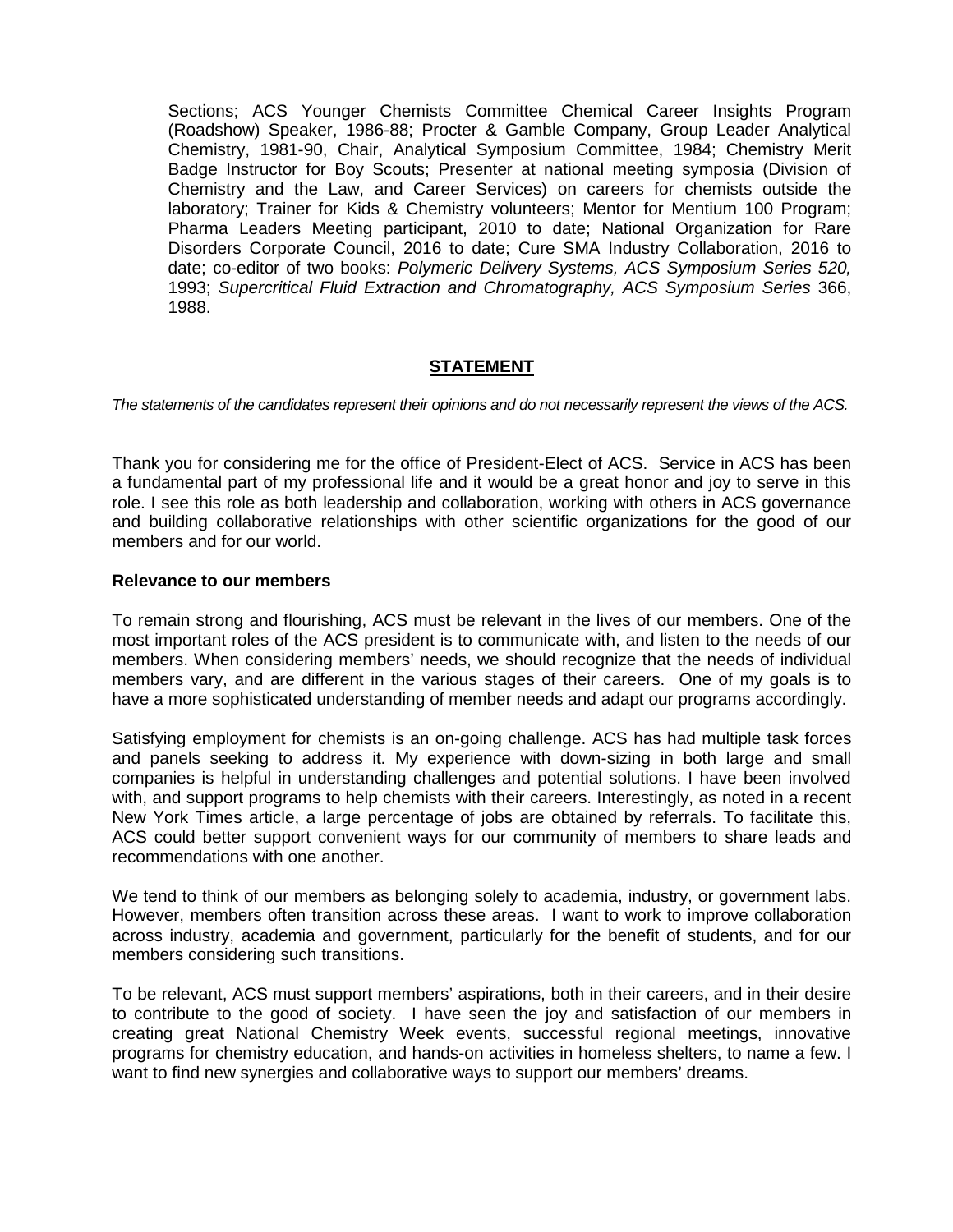Sections; ACS Younger Chemists Committee Chemical Career Insights Program (Roadshow) Speaker, 1986-88; Procter & Gamble Company, Group Leader Analytical Chemistry, 1981-90, Chair, Analytical Symposium Committee, 1984; Chemistry Merit Badge Instructor for Boy Scouts; Presenter at national meeting symposia (Division of Chemistry and the Law, and Career Services) on careers for chemists outside the laboratory; Trainer for Kids & Chemistry volunteers; Mentor for Mentium 100 Program; Pharma Leaders Meeting participant, 2010 to date; National Organization for Rare Disorders Corporate Council, 2016 to date; Cure SMA Industry Collaboration, 2016 to date; co-editor of two books: *Polymeric Delivery Systems, ACS Symposium Series 520,* 1993; *Supercritical Fluid Extraction and Chromatography, ACS Symposium Series* 366, 1988.

## STATEMENT

*The statements of the candidates represent their opinions and do not necessarily represent the views of the ACS.*

Thank you for considering me for the office of President-Elect of ACS. Service in ACS has been a fundamental part of my professional life and it would be a great honor and joy to serve in this role. I see this role as both leadership and collaboration, working with others in ACS governance and building collaborative relationships with other scientific organizations for the good of our members and for our world.

### Relevance to our members

To remain strong and flourishing, ACS must be relevant in the lives of our members. One of the most important roles of the ACS president is to communicate with, and listen to the needs of our members. When considering members' needs, we should recognize that the needs of individual members vary, and are different in the various stages of their careers. One of my goals is to have a more sophisticated understanding of member needs and adapt our programs accordingly.

Satisfying employment for chemists is an on-going challenge. ACS has had multiple task forces and panels seeking to address it. My experience with down-sizing in both large and small companies is helpful in understanding challenges and potential solutions. I have been involved with, and support programs to help chemists with their careers. Interestingly, as noted in a recent New York Times article, a large percentage of jobs are obtained by referrals. To facilitate this, ACS could better support convenient ways for our community of members to share leads and recommendations with one another.

We tend to think of our members as belonging solely to academia, industry, or government labs. However, members often transition across these areas. I want to work to improve collaboration across industry, academia and government, particularly for the benefit of students, and for our members considering such transitions.

To be relevant, ACS must support members' aspirations, both in their careers, and in their desire to contribute to the good of society. I have seen the joy and satisfaction of our members in creating great National Chemistry Week events, successful regional meetings, innovative programs for chemistry education, and hands-on activities in homeless shelters, to name a few. I want to find new synergies and collaborative ways to support our members' dreams.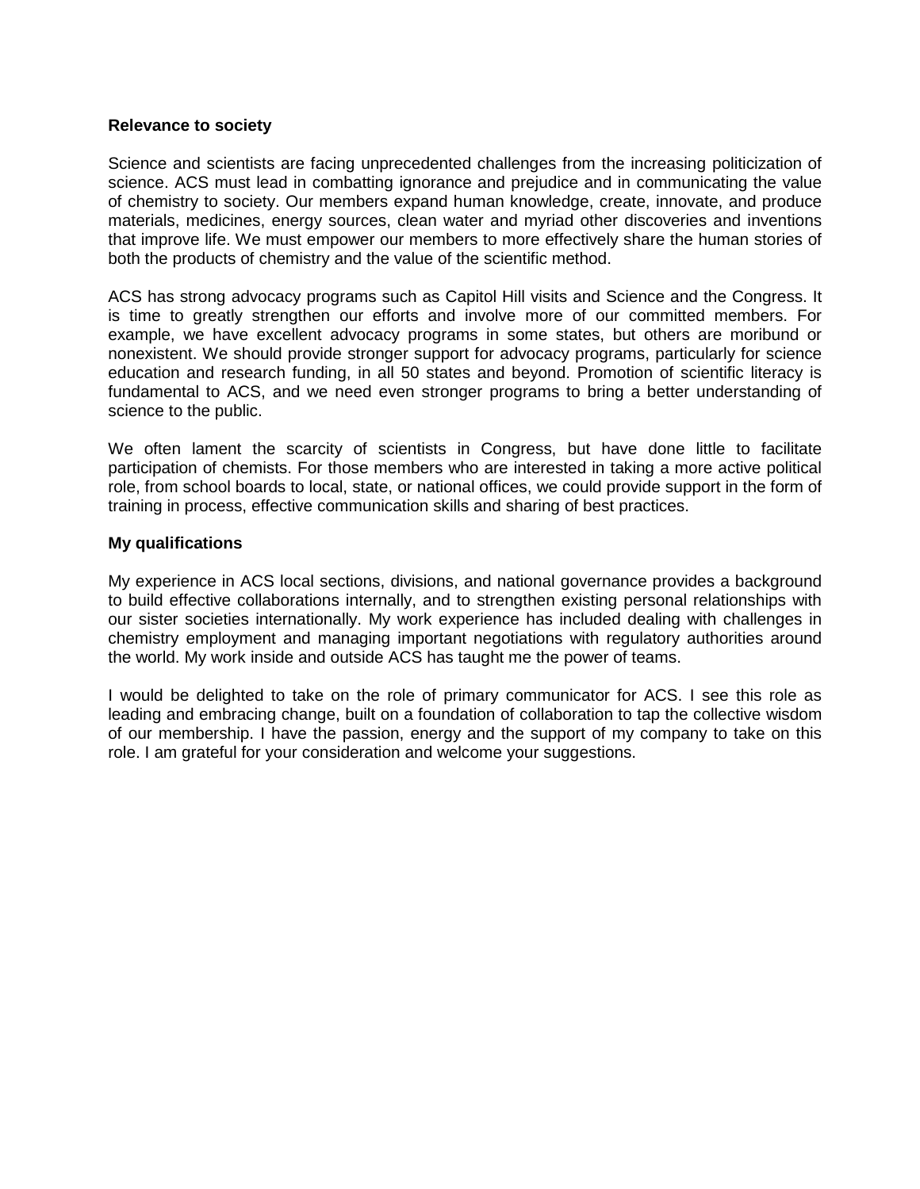**Relevance to society**

Science and scientists are facing unprecedented challenges from the increasing politicization of science. ACS must lead in combatting ignorance and prejudice and in communicating the value of chemistry to society. Our members expand human knowledge, create, innovate, and produce materials, medicines, energy sources, clean water and myriad other discoveries and inventions that improve life. We must empower our members to more effectively share the human stories of both the products of chemistry and the value of the scientific method.

ACS has strong advocacy programs such as Capitol Hill visits and Science and the Congress. It is time to greatly strengthen our efforts and involve more of our committed members. For example, we have excellent advocacy programs in some states, but others are moribund or nonexistent. We should provide stronger support for advocacy programs, particularly for science education and research funding, in all 50 states and beyond. Promotion of scientific literacy is fundamental to ACS, and we need even stronger programs to bring a better understanding of science to the public.

We often lament the scarcity of scientists in Congress, but have done little to facilitate participation of chemists. For those members who are interested in taking a more active political role, from school boards to local, state, or national offices, we could provide support in the form of training in process, effective communication skills and sharing of best practices.

**My qualifications**

My experience in ACS local sections, divisions, and national governance provides a background to build effective collaborations internally, and to strengthen existing personal relationships with our sister societies internationally. My work experience has included dealing with challenges in chemistry employment and managing important negotiations with regulatory authorities around the world. My work inside and outside ACS has taught me the power of teams.

I would be delighted to take on the role of primary communicator for ACS. I see this role as leading and embracing change, built on a foundation of collaboration to tap the collective wisdom of our membership. I have the passion, energy and the support of my company to take on this role. I am grateful for your consideration and welcome your suggestions.